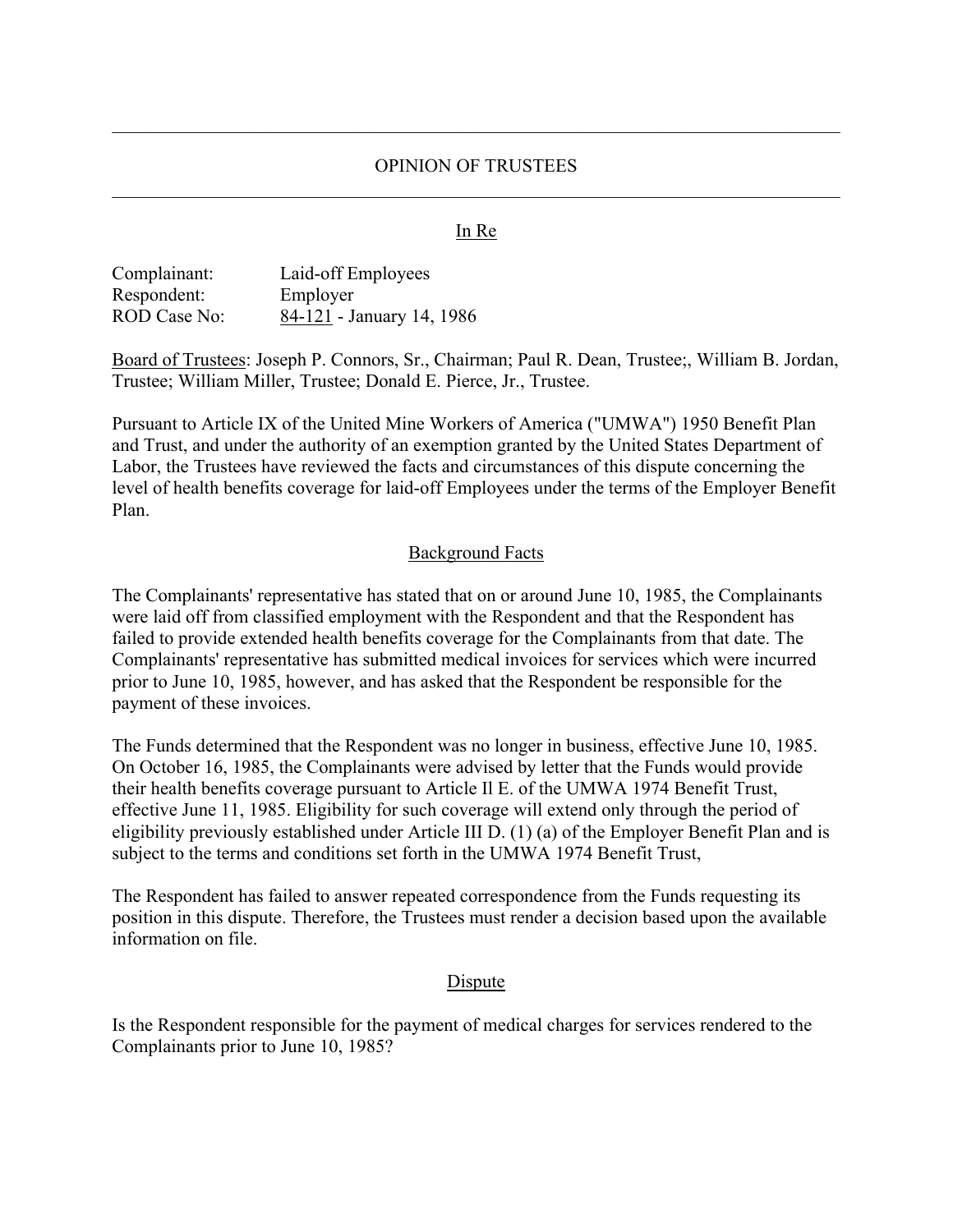---

# OPINION OF TRUSTEES

---

In Re

| | |
|---|---|
| Complainant: | Laid-off Employees |
| Respondent: | Employer |
| ROD Case No: | 84-121 - January 14, 1986 |

Board of Trustees: Joseph P. Connors, Sr., Chairman; Paul R. Dean, Trustee;, William B. Jordan, Trustee; William Miller, Trustee; Donald E. Pierce, Jr., Trustee.

Pursuant to Article IX of the United Mine Workers of America ("UMWA") 1950 Benefit Plan and Trust, and under the authority of an exemption granted by the United States Department of Labor, the Trustees have reviewed the facts and circumstances of this dispute concerning the level of health benefits coverage for laid-off Employees under the terms of the Employer Benefit Plan.

## Background Facts

The Complainants' representative has stated that on or around June 10, 1985, the Complainants were laid off from classified employment with the Respondent and that the Respondent has failed to provide extended health benefits coverage for the Complainants from that date. The Complainants' representative has submitted medical invoices for services which were incurred prior to June 10, 1985, however, and has asked that the Respondent be responsible for the payment of these invoices.

The Funds determined that the Respondent was no longer in business, effective June 10, 1985. On October 16, 1985, the Complainants were advised by letter that the Funds would provide their health benefits coverage pursuant to Article II E. of the UMWA 1974 Benefit Trust, effective June 11, 1985. Eligibility for such coverage will extend only through the period of eligibility previously established under Article III D. (1) (a) of the Employer Benefit Plan and is subject to the terms and conditions set forth in the UMWA 1974 Benefit Trust,

The Respondent has failed to answer repeated correspondence from the Funds requesting its position in this dispute. Therefore, the Trustees must render a decision based upon the available information on file.

## Dispute

Is the Respondent responsible for the payment of medical charges for services rendered to the Complainants prior to June 10, 1985?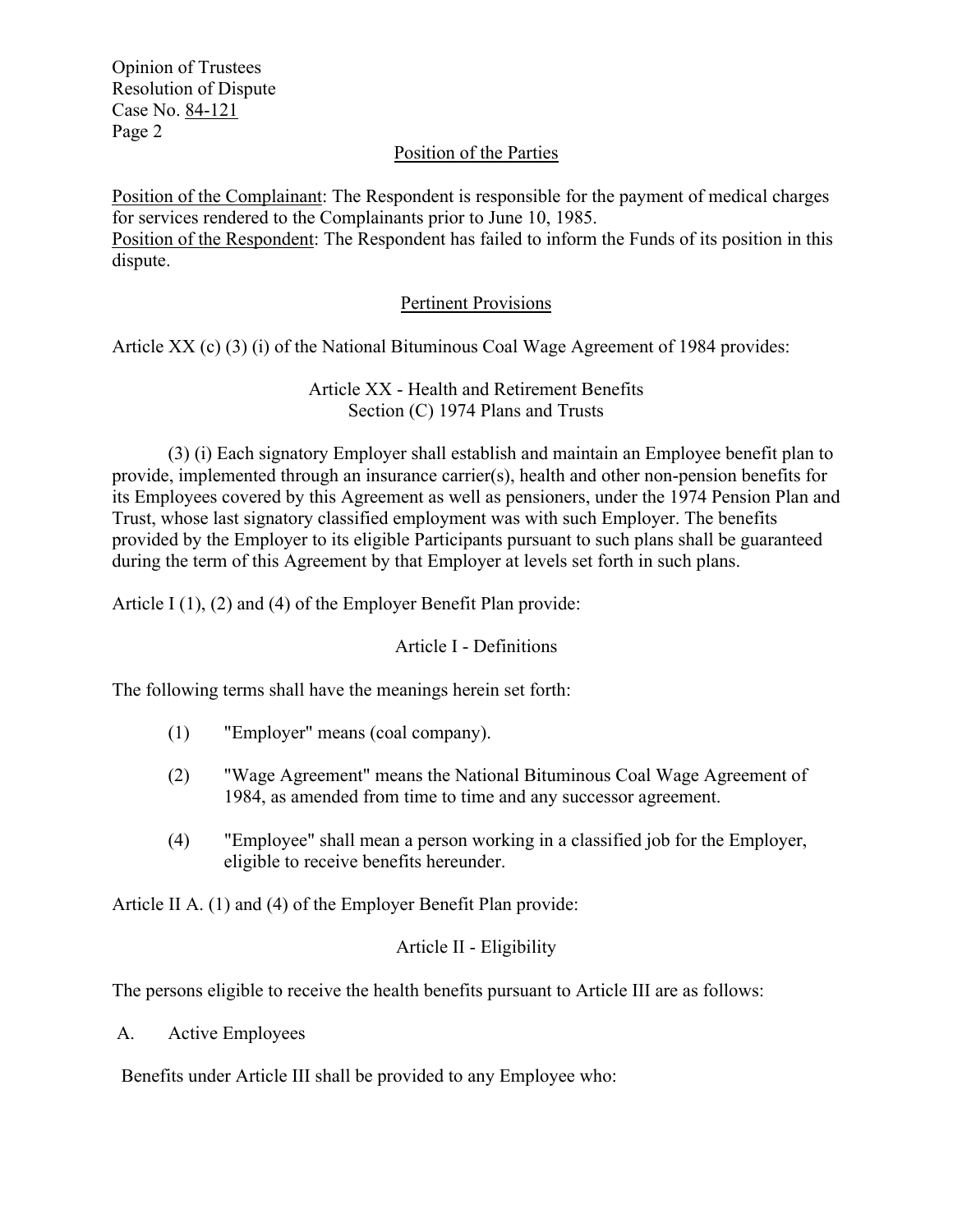## Position of the Parties

Position of the Complainant: The Respondent is responsible for the payment of medical charges for services rendered to the Complainants prior to June 10, 1985.
Position of the Respondent: The Respondent has failed to inform the Funds of its position in this dispute.

## Pertinent Provisions

Article XX (c) (3) (i) of the National Bituminous Coal Wage Agreement of 1984 provides:

Article XX - Health and Retirement Benefits
Section (C) 1974 Plans and Trusts

(3) (i) Each signatory Employer shall establish and maintain an Employee benefit plan to provide, implemented through an insurance carrier(s), health and other non-pension benefits for its Employees covered by this Agreement as well as pensioners, under the 1974 Pension Plan and Trust, whose last signatory classified employment was with such Employer. The benefits provided by the Employer to its eligible Participants pursuant to such plans shall be guaranteed during the term of this Agreement by that Employer at levels set forth in such plans.

Article I (1), (2) and (4) of the Employer Benefit Plan provide:

Article I - Definitions

The following terms shall have the meanings herein set forth:

(1) "Employer" means (coal company).

(2) "Wage Agreement" means the National Bituminous Coal Wage Agreement of 1984, as amended from time to time and any successor agreement.

(4) "Employee" shall mean a person working in a classified job for the Employer, eligible to receive benefits hereunder.

Article II A. (1) and (4) of the Employer Benefit Plan provide:

Article II - Eligibility

The persons eligible to receive the health benefits pursuant to Article III are as follows:

A. Active Employees

Benefits under Article III shall be provided to any Employee who: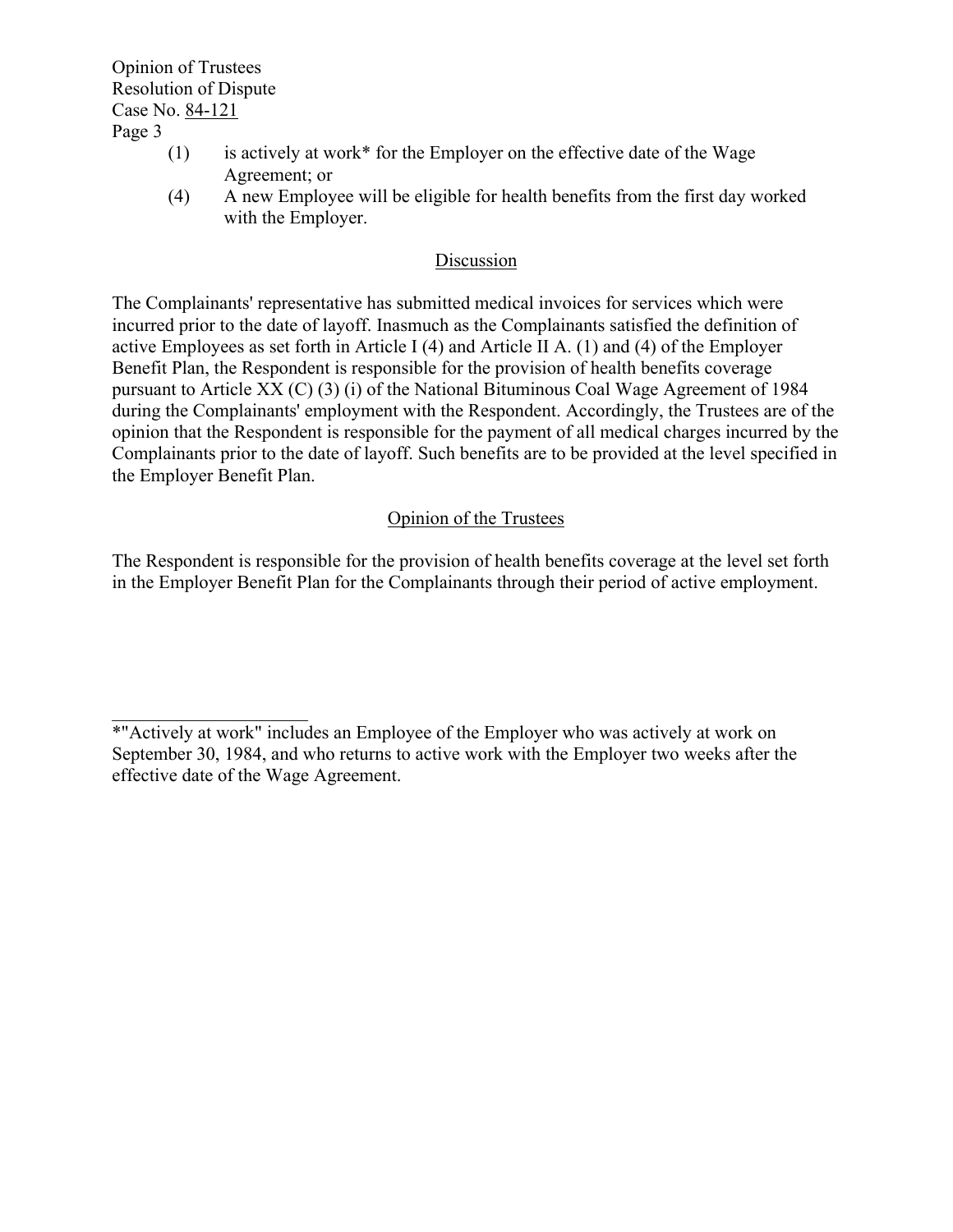(1) is actively at work* for the Employer on the effective date of the Wage Agreement; or

(4) A new Employee will be eligible for health benefits from the first day worked with the Employer.

## Discussion

The Complainants' representative has submitted medical invoices for services which were incurred prior to the date of layoff. Inasmuch as the Complainants satisfied the definition of active Employees as set forth in Article I (4) and Article II A. (1) and (4) of the Employer Benefit Plan, the Respondent is responsible for the provision of health benefits coverage pursuant to Article XX (C) (3) (i) of the National Bituminous Coal Wage Agreement of 1984 during the Complainants' employment with the Respondent. Accordingly, the Trustees are of the opinion that the Respondent is responsible for the payment of all medical charges incurred by the Complainants prior to the date of layoff. Such benefits are to be provided at the level specified in the Employer Benefit Plan.

## Opinion of the Trustees

The Respondent is responsible for the provision of health benefits coverage at the level set forth in the Employer Benefit Plan for the Complainants through their period of active employment.

---

*"Actively at work" includes an Employee of the Employer who was actively at work on September 30, 1984, and who returns to active work with the Employer two weeks after the effective date of the Wage Agreement.